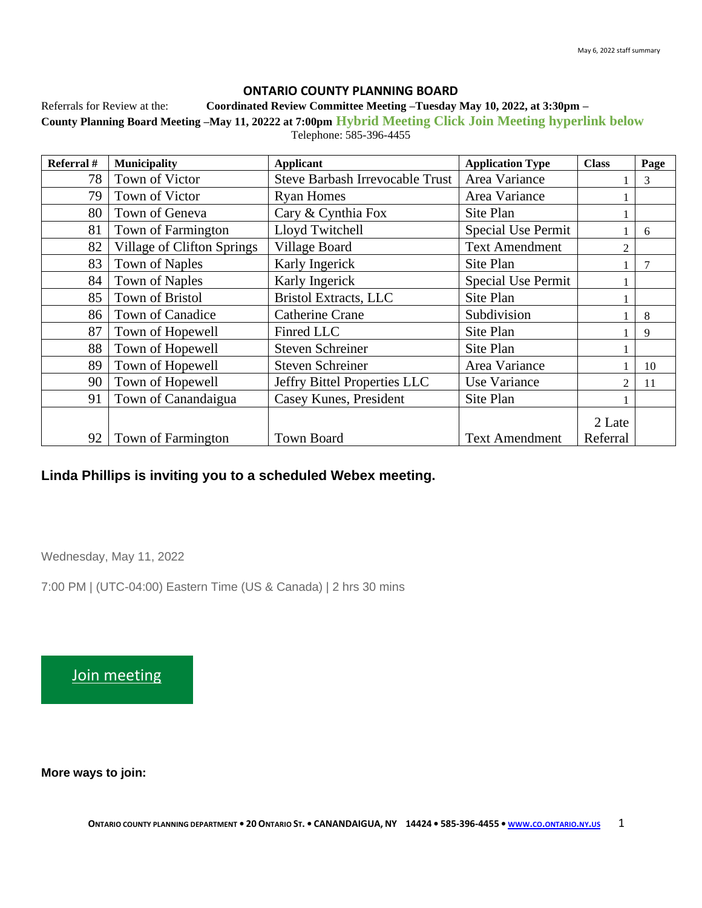May 6, 2022 staff summary

## ONTARIO COUNTY PLANNING BOARD

Referrals for Review at the: **Coordinated Review Committee Meeting –Tuesday May 10, 2022, at 3:30pm –**

**County Planning Board Meeting –May 11, 20222 at 7:00pm Hybrid Meeting Click Join Meeting hyperlink below**

Telephone: 585-396-4455

| Referral # | Municipality | Applicant | Application Type | Class | Page |
|---|---|---|---|---|---|
| 78 | Town of Victor | Steve Barbash Irrevocable Trust | Area Variance | 1 | 3 |
| 79 | Town of Victor | Ryan Homes | Area Variance | 1 | |
| 80 | Town of Geneva | Cary & Cynthia Fox | Site Plan | 1 | |
| 81 | Town of Farmington | Lloyd Twitchell | Special Use Permit | 1 | 6 |
| 82 | Village of Clifton Springs | Village Board | Text Amendment | 2 | |
| 83 | Town of Naples | Karly Ingerick | Site Plan | 1 | 7 |
| 84 | Town of Naples | Karly Ingerick | Special Use Permit | 1 | |
| 85 | Town of Bristol | Bristol Extracts, LLC | Site Plan | 1 | |
| 86 | Town of Canadice | Catherine Crane | Subdivision | 1 | 8 |
| 87 | Town of Hopewell | Finred LLC | Site Plan | 1 | 9 |
| 88 | Town of Hopewell | Steven Schreiner | Site Plan | 1 | |
| 89 | Town of Hopewell | Steven Schreiner | Area Variance | 1 | 10 |
| 90 | Town of Hopewell | Jeffry Bittel Properties LLC | Use Variance | 2 | 11 |
| 91 | Town of Canandaigua | Casey Kunes, President | Site Plan | 1 | |
| 92 | Town of Farmington | Town Board | Text Amendment | 2 Late Referral | |

**Linda Phillips is inviting you to a scheduled Webex meeting.**

Wednesday, May 11, 2022

7:00 PM | (UTC-04:00) Eastern Time (US & Canada) | 2 hrs 30 mins

Join meeting

**More ways to join:**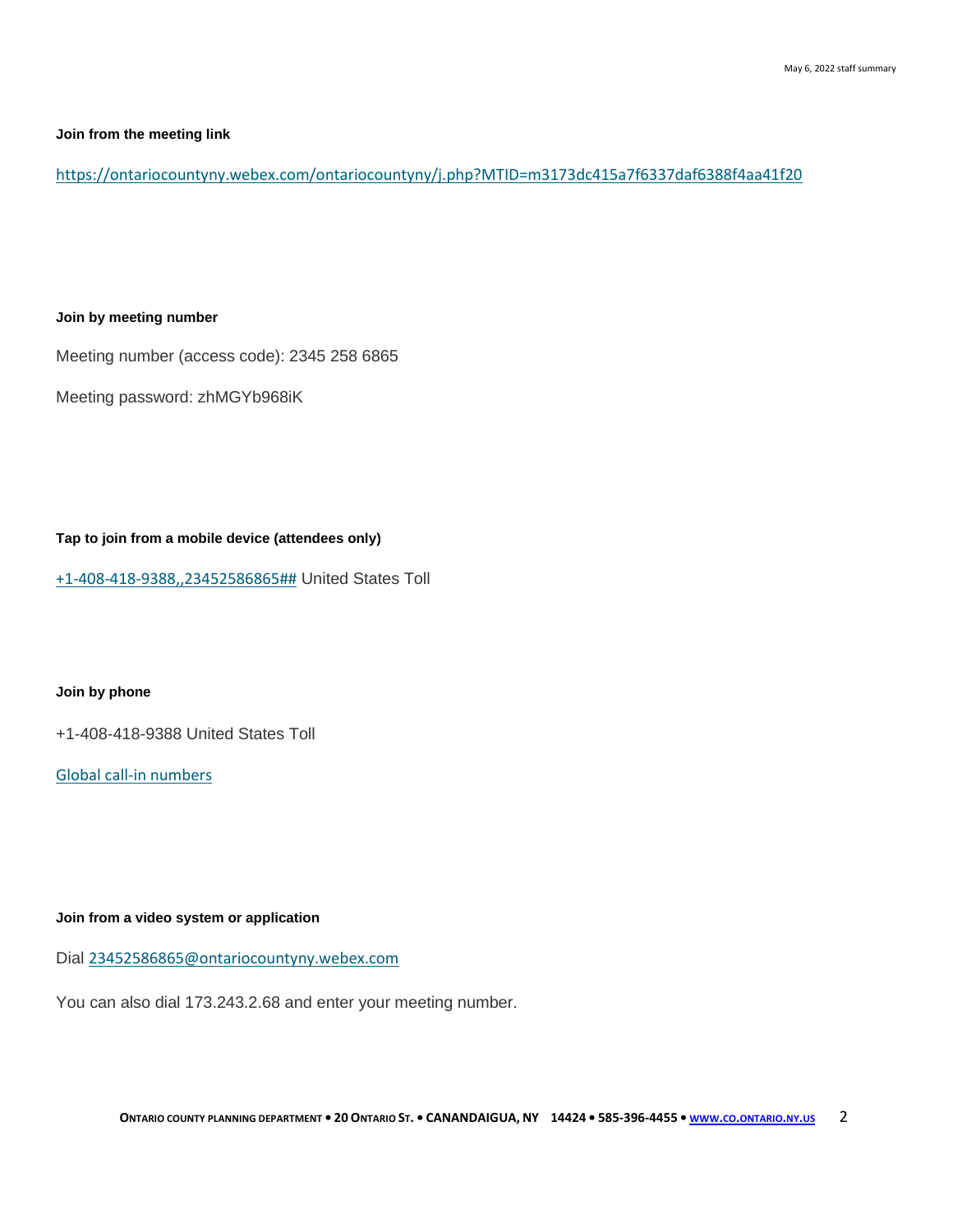**Join from the meeting link**

https://ontariocountyny.webex.com/ontariocountyny/j.php?MTID=m3173dc415a7f6337daf6388f4aa41f20

**Join by meeting number**

Meeting number (access code): 2345 258 6865

Meeting password: zhMGYb968iK

**Tap to join from a mobile device (attendees only)**

+1-408-418-9388,,23452586865## United States Toll

**Join by phone**

+1-408-418-9388 United States Toll

Global call-in numbers

**Join from a video system or application**

Dial 23452586865@ontariocountyny.webex.com

You can also dial 173.243.2.68 and enter your meeting number.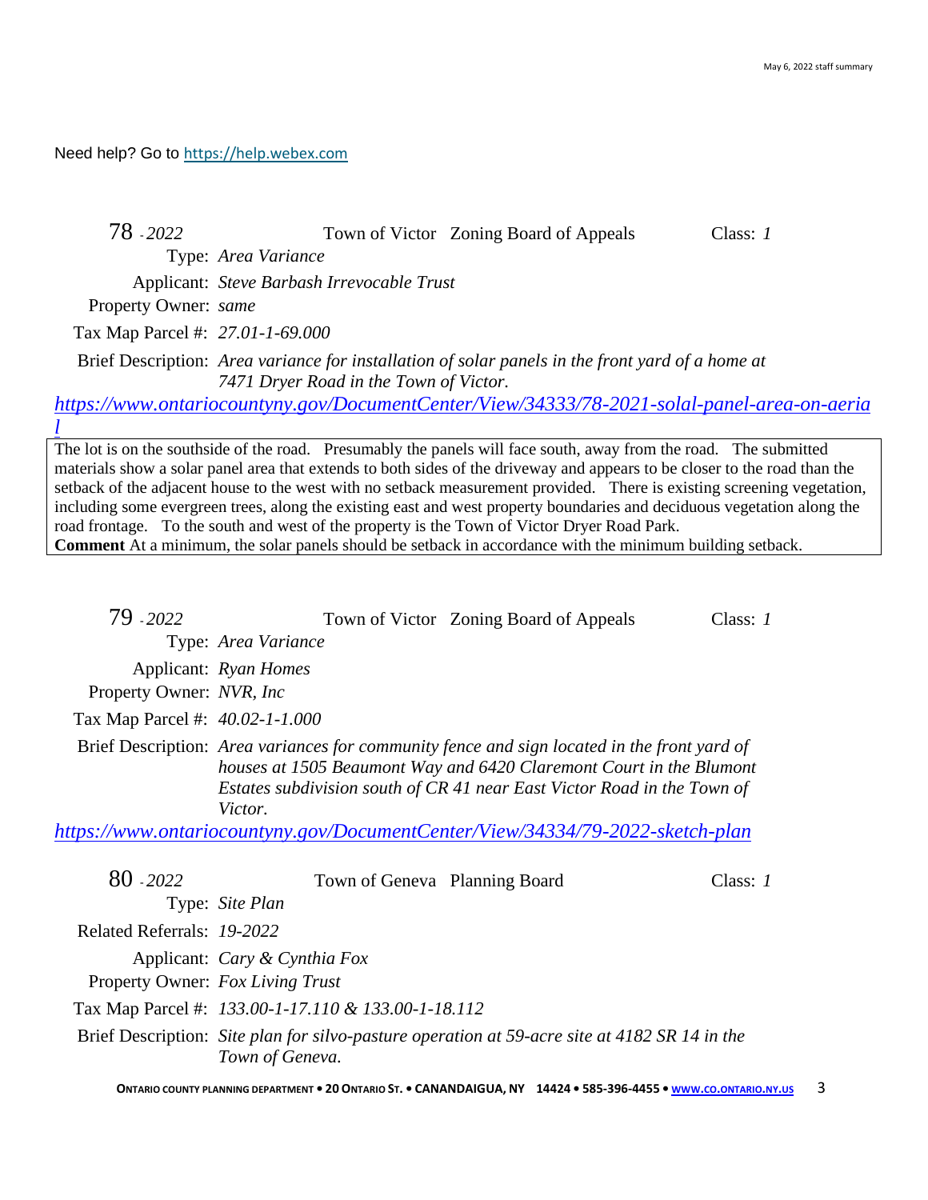Need help? Go to [https://help.webex.com](https://help.webex.com)

**78 - 2022** Town of Victor Zoning Board of Appeals Class: *1*

Type: *Area Variance*

Applicant: *Steve Barbash Irrevocable Trust*

Property Owner: *same*

Tax Map Parcel #: *27.01-1-69.000*

Brief Description: *Area variance for installation of solar panels in the front yard of a home at 7471 Dryer Road in the Town of Victor.*

*https://www.ontariocountyny.gov/DocumentCenter/View/34333/78-2021-solal-panel-area-on-aerial*

The lot is on the southside of the road. Presumably the panels will face south, away from the road. The submitted materials show a solar panel area that extends to both sides of the driveway and appears to be closer to the road than the setback of the adjacent house to the west with no setback measurement provided. There is existing screening vegetation, including some evergreen trees, along the existing east and west property boundaries and deciduous vegetation along the road frontage. To the south and west of the property is the Town of Victor Dryer Road Park.

**Comment** At a minimum, the solar panels should be setback in accordance with the minimum building setback.

**79 - 2022** Town of Victor Zoning Board of Appeals Class: *1*

Type: *Area Variance*

Applicant: *Ryan Homes*

Property Owner: *NVR, Inc*

Tax Map Parcel #: *40.02-1-1.000*

Brief Description: *Area variances for community fence and sign located in the front yard of houses at 1505 Beaumont Way and 6420 Claremont Court in the Blumont Estates subdivision south of CR 41 near East Victor Road in the Town of Victor.*

*https://www.ontariocountyny.gov/DocumentCenter/View/34334/79-2022-sketch-plan*

**80 - 2022** Town of Geneva Planning Board Class: *1*

Type: *Site Plan*

Related Referrals: *19-2022*

Applicant: *Cary & Cynthia Fox*

Property Owner: *Fox Living Trust*

Tax Map Parcel #: *133.00-1-17.110 & 133.00-1-18.112*

Brief Description: *Site plan for silvo-pasture operation at 59-acre site at 4182 SR 14 in the Town of Geneva.*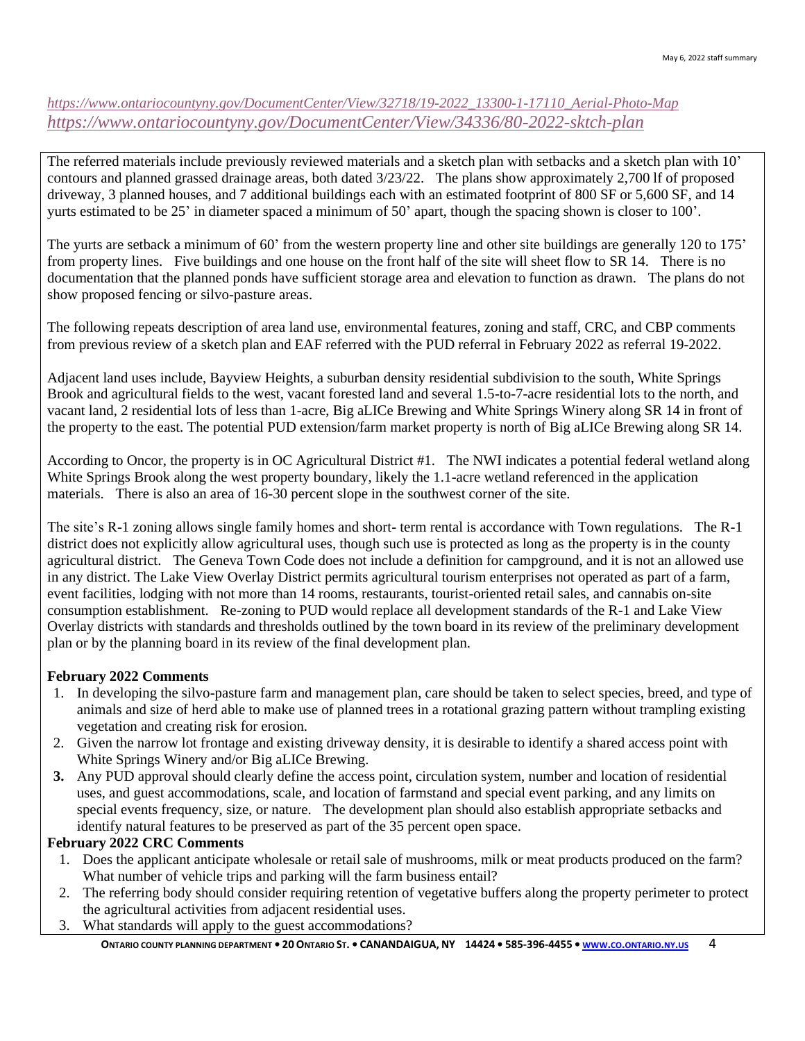*https://www.ontariocountyny.gov/DocumentCenter/View/32718/19-2022_13300-1-17110_Aerial-Photo-Map*
*https://www.ontariocountyny.gov/DocumentCenter/View/34336/80-2022-sktch-plan*

The referred materials include previously reviewed materials and a sketch plan with setbacks and a sketch plan with 10' contours and planned grassed drainage areas, both dated 3/23/22. The plans show approximately 2,700 lf of proposed driveway, 3 planned houses, and 7 additional buildings each with an estimated footprint of 800 SF or 5,600 SF, and 14 yurts estimated to be 25' in diameter spaced a minimum of 50' apart, though the spacing shown is closer to 100'.

The yurts are setback a minimum of 60' from the western property line and other site buildings are generally 120 to 175' from property lines. Five buildings and one house on the front half of the site will sheet flow to SR 14. There is no documentation that the planned ponds have sufficient storage area and elevation to function as drawn. The plans do not show proposed fencing or silvo-pasture areas.

The following repeats description of area land use, environmental features, zoning and staff, CRC, and CBP comments from previous review of a sketch plan and EAF referred with the PUD referral in February 2022 as referral 19-2022.

Adjacent land uses include, Bayview Heights, a suburban density residential subdivision to the south, White Springs Brook and agricultural fields to the west, vacant forested land and several 1.5-to-7-acre residential lots to the north, and vacant land, 2 residential lots of less than 1-acre, Big aLICe Brewing and White Springs Winery along SR 14 in front of the property to the east. The potential PUD extension/farm market property is north of Big aLICe Brewing along SR 14.

According to Oncor, the property is in OC Agricultural District #1. The NWI indicates a potential federal wetland along White Springs Brook along the west property boundary, likely the 1.1-acre wetland referenced in the application materials. There is also an area of 16-30 percent slope in the southwest corner of the site.

The site's R-1 zoning allows single family homes and short- term rental is accordance with Town regulations. The R-1 district does not explicitly allow agricultural uses, though such use is protected as long as the property is in the county agricultural district. The Geneva Town Code does not include a definition for campground, and it is not an allowed use in any district. The Lake View Overlay District permits agricultural tourism enterprises not operated as part of a farm, event facilities, lodging with not more than 14 rooms, restaurants, tourist-oriented retail sales, and cannabis on-site consumption establishment. Re-zoning to PUD would replace all development standards of the R-1 and Lake View Overlay districts with standards and thresholds outlined by the town board in its review of the preliminary development plan or by the planning board in its review of the final development plan.

**February 2022 Comments**

1. In developing the silvo-pasture farm and management plan, care should be taken to select species, breed, and type of animals and size of herd able to make use of planned trees in a rotational grazing pattern without trampling existing vegetation and creating risk for erosion.
2. Given the narrow lot frontage and existing driveway density, it is desirable to identify a shared access point with White Springs Winery and/or Big aLICe Brewing.
3. Any PUD approval should clearly define the access point, circulation system, number and location of residential uses, and guest accommodations, scale, and location of farmstand and special event parking, and any limits on special events frequency, size, or nature. The development plan should also establish appropriate setbacks and identify natural features to be preserved as part of the 35 percent open space.

**February 2022 CRC Comments**

1. Does the applicant anticipate wholesale or retail sale of mushrooms, milk or meat products produced on the farm? What number of vehicle trips and parking will the farm business entail?
2. The referring body should consider requiring retention of vegetative buffers along the property perimeter to protect the agricultural activities from adjacent residential uses.
3. What standards will apply to the guest accommodations?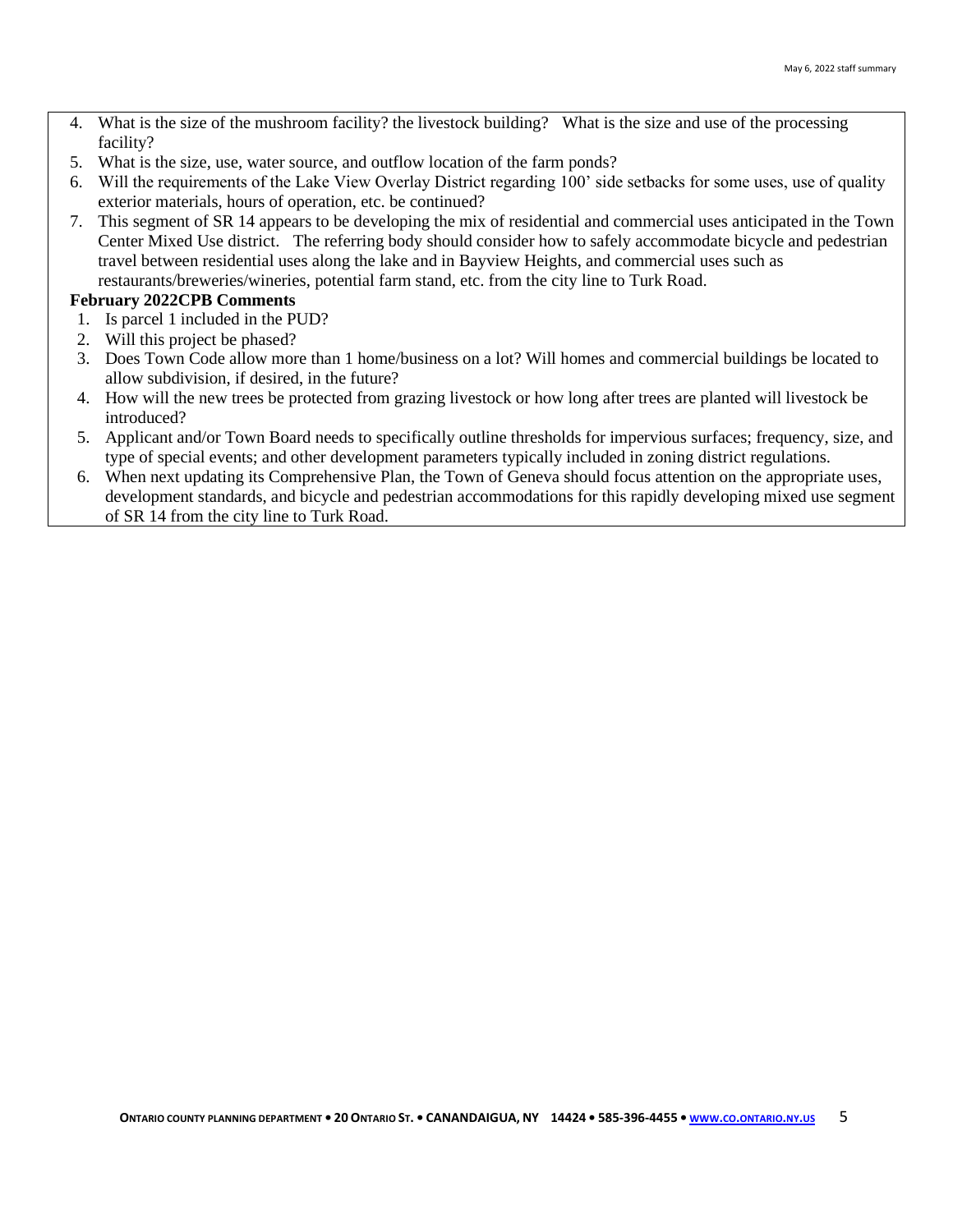4. What is the size of the mushroom facility? the livestock building? What is the size and use of the processing facility?
5. What is the size, use, water source, and outflow location of the farm ponds?
6. Will the requirements of the Lake View Overlay District regarding 100' side setbacks for some uses, use of quality exterior materials, hours of operation, etc. be continued?
7. This segment of SR 14 appears to be developing the mix of residential and commercial uses anticipated in the Town Center Mixed Use district. The referring body should consider how to safely accommodate bicycle and pedestrian travel between residential uses along the lake and in Bayview Heights, and commercial uses such as restaurants/breweries/wineries, potential farm stand, etc. from the city line to Turk Road.

**February 2022CPB Comments**

1. Is parcel 1 included in the PUD?
2. Will this project be phased?
3. Does Town Code allow more than 1 home/business on a lot? Will homes and commercial buildings be located to allow subdivision, if desired, in the future?
4. How will the new trees be protected from grazing livestock or how long after trees are planted will livestock be introduced?
5. Applicant and/or Town Board needs to specifically outline thresholds for impervious surfaces; frequency, size, and type of special events; and other development parameters typically included in zoning district regulations.
6. When next updating its Comprehensive Plan, the Town of Geneva should focus attention on the appropriate uses, development standards, and bicycle and pedestrian accommodations for this rapidly developing mixed use segment of SR 14 from the city line to Turk Road.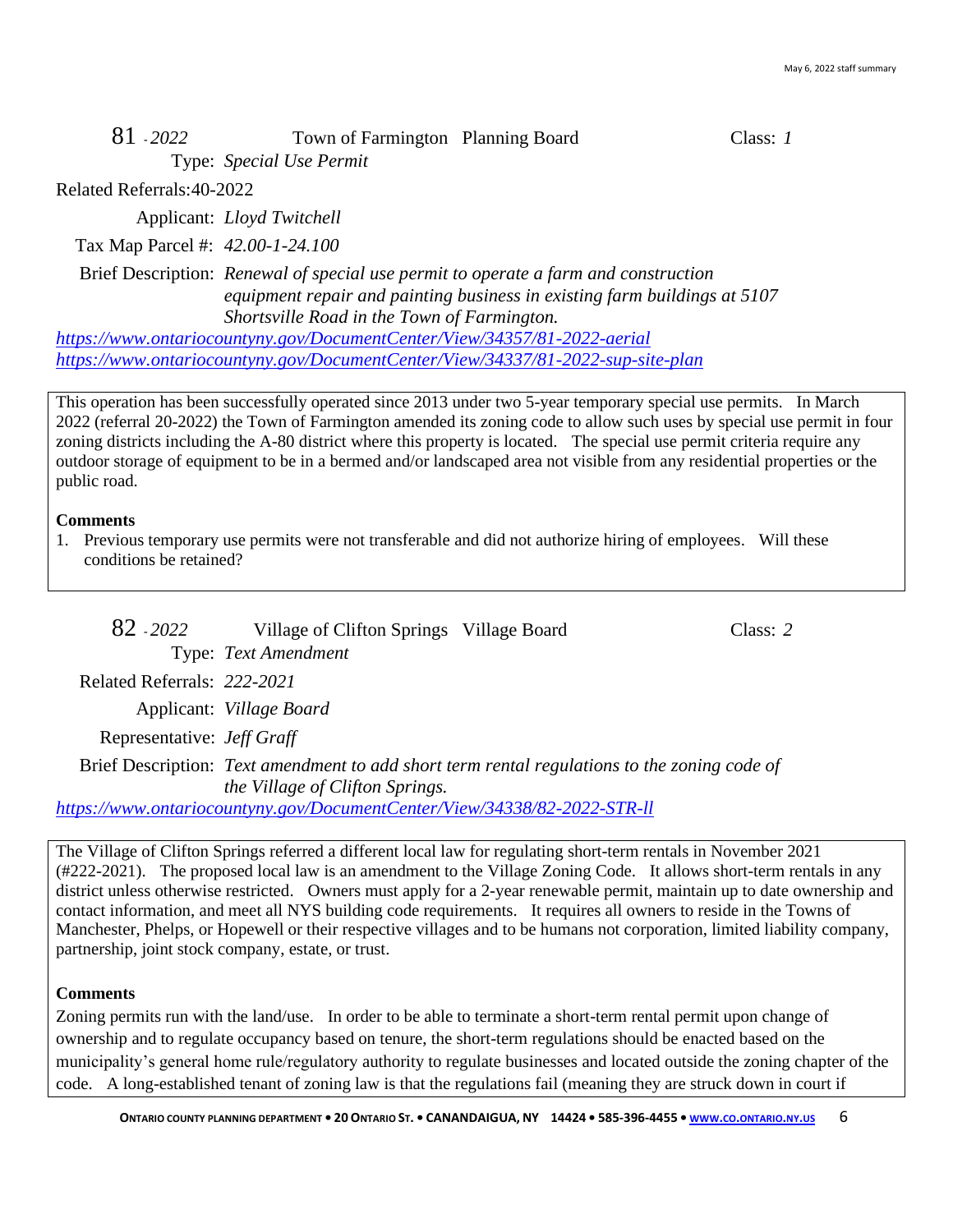81 - *2022* Town of Farmington Planning Board Class: *1*

Type: *Special Use Permit*

Related Referrals:40-2022

Applicant: *Lloyd Twitchell*

Tax Map Parcel #: *42.00-1-24.100*

Brief Description: *Renewal of special use permit to operate a farm and construction equipment repair and painting business in existing farm buildings at 5107 Shortsville Road in the Town of Farmington.*

https://www.ontariocountyny.gov/DocumentCenter/View/34357/81-2022-aerial
https://www.ontariocountyny.gov/DocumentCenter/View/34337/81-2022-sup-site-plan

This operation has been successfully operated since 2013 under two 5-year temporary special use permits. In March 2022 (referral 20-2022) the Town of Farmington amended its zoning code to allow such uses by special use permit in four zoning districts including the A-80 district where this property is located. The special use permit criteria require any outdoor storage of equipment to be in a bermed and/or landscaped area not visible from any residential properties or the public road.

**Comments**

1. Previous temporary use permits were not transferable and did not authorize hiring of employees. Will these conditions be retained?

82 - *2022* Village of Clifton Springs Village Board Class: *2*

Type: *Text Amendment*

Related Referrals: *222-2021*

Applicant: *Village Board*

Representative: *Jeff Graff*

Brief Description: *Text amendment to add short term rental regulations to the zoning code of the Village of Clifton Springs.*

https://www.ontariocountyny.gov/DocumentCenter/View/34338/82-2022-STR-ll

The Village of Clifton Springs referred a different local law for regulating short-term rentals in November 2021 (#222-2021). The proposed local law is an amendment to the Village Zoning Code. It allows short-term rentals in any district unless otherwise restricted. Owners must apply for a 2-year renewable permit, maintain up to date ownership and contact information, and meet all NYS building code requirements. It requires all owners to reside in the Towns of Manchester, Phelps, or Hopewell or their respective villages and to be humans not corporation, limited liability company, partnership, joint stock company, estate, or trust.

**Comments**

Zoning permits run with the land/use. In order to be able to terminate a short-term rental permit upon change of ownership and to regulate occupancy based on tenure, the short-term regulations should be enacted based on the municipality's general home rule/regulatory authority to regulate businesses and located outside the zoning chapter of the code. A long-established tenant of zoning law is that the regulations fail (meaning they are struck down in court if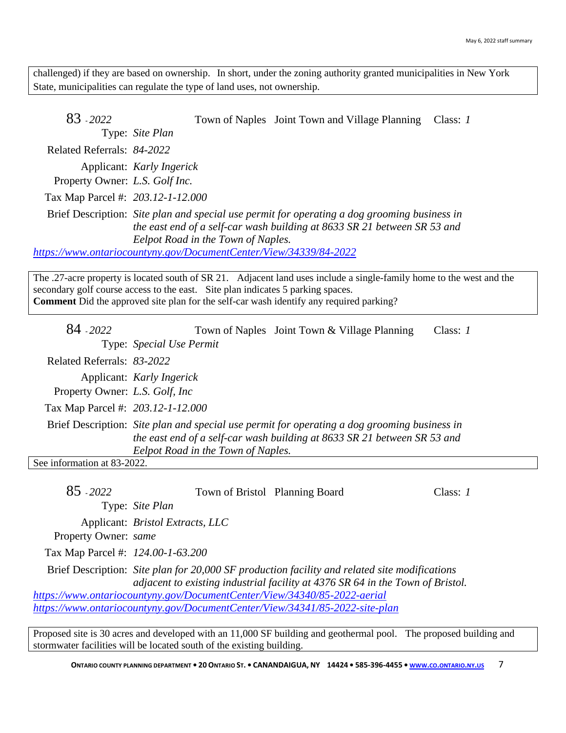challenged) if they are based on ownership. In short, under the zoning authority granted municipalities in New York State, municipalities can regulate the type of land uses, not ownership.

**83** - *2022* Town of Naples Joint Town and Village Planning Class: *1*

Type: *Site Plan*

Related Referrals: *84-2022*

Applicant: *Karly Ingerick*

Property Owner: *L.S. Golf Inc.*

Tax Map Parcel #: *203.12-1-12.000*

Brief Description: *Site plan and special use permit for operating a dog grooming business in the east end of a self-car wash building at 8633 SR 21 between SR 53 and Eelpot Road in the Town of Naples.*

https://www.ontariocountyny.gov/DocumentCenter/View/34339/84-2022

The .27-acre property is located south of SR 21. Adjacent land uses include a single-family home to the west and the secondary golf course access to the east. Site plan indicates 5 parking spaces.
**Comment** Did the approved site plan for the self-car wash identify any required parking?

**84** - *2022* Town of Naples Joint Town & Village Planning Class: *1*

Type: *Special Use Permit*

Related Referrals: *83-2022*

Applicant: *Karly Ingerick*

Property Owner: *L.S. Golf, Inc*

Tax Map Parcel #: *203.12-1-12.000*

Brief Description: *Site plan and special use permit for operating a dog grooming business in the east end of a self-car wash building at 8633 SR 21 between SR 53 and Eelpot Road in the Town of Naples.*

See information at 83-2022.

**85** - *2022* Town of Bristol Planning Board Class: *1*

Type: *Site Plan*

Applicant: *Bristol Extracts, LLC*

Property Owner: *same*

Tax Map Parcel #: *124.00-1-63.200*

Brief Description: *Site plan for 20,000 SF production facility and related site modifications adjacent to existing industrial facility at 4376 SR 64 in the Town of Bristol.*

https://www.ontariocountyny.gov/DocumentCenter/View/34340/85-2022-aerial
https://www.ontariocountyny.gov/DocumentCenter/View/34341/85-2022-site-plan

Proposed site is 30 acres and developed with an 11,000 SF building and geothermal pool. The proposed building and stormwater facilities will be located south of the existing building.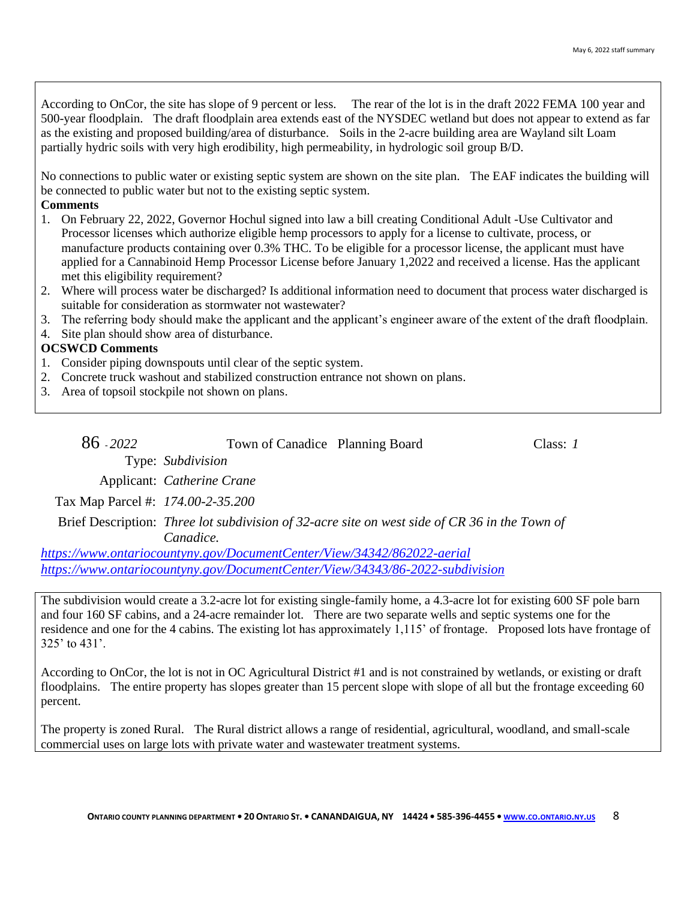According to OnCor, the site has slope of 9 percent or less. The rear of the lot is in the draft 2022 FEMA 100 year and 500-year floodplain. The draft floodplain area extends east of the NYSDEC wetland but does not appear to extend as far as the existing and proposed building/area of disturbance. Soils in the 2-acre building area are Wayland silt Loam partially hydric soils with very high erodibility, high permeability, in hydrologic soil group B/D.

No connections to public water or existing septic system are shown on the site plan. The EAF indicates the building will be connected to public water but not to the existing septic system.

**Comments**

1. On February 22, 2022, Governor Hochul signed into law a bill creating Conditional Adult -Use Cultivator and Processor licenses which authorize eligible hemp processors to apply for a license to cultivate, process, or manufacture products containing over 0.3% THC. To be eligible for a processor license, the applicant must have applied for a Cannabinoid Hemp Processor License before January 1,2022 and received a license. Has the applicant met this eligibility requirement?
2. Where will process water be discharged? Is additional information need to document that process water discharged is suitable for consideration as stormwater not wastewater?
3. The referring body should make the applicant and the applicant's engineer aware of the extent of the draft floodplain.
4. Site plan should show area of disturbance.

**OCSWCD Comments**

1. Consider piping downspouts until clear of the septic system.
2. Concrete truck washout and stabilized construction entrance not shown on plans.
3. Area of topsoil stockpile not shown on plans.

86 - *2022* Town of Canadice Planning Board Class: *1*

Type: *Subdivision*

Applicant: *Catherine Crane*

Tax Map Parcel #: *174.00-2-35.200*

Brief Description: *Three lot subdivision of 32-acre site on west side of CR 36 in the Town of Canadice.*

*https://www.ontariocountyny.gov/DocumentCenter/View/34342/862022-aerial*
*https://www.ontariocountyny.gov/DocumentCenter/View/34343/86-2022-subdivision*

The subdivision would create a 3.2-acre lot for existing single-family home, a 4.3-acre lot for existing 600 SF pole barn and four 160 SF cabins, and a 24-acre remainder lot. There are two separate wells and septic systems one for the residence and one for the 4 cabins. The existing lot has approximately 1,115' of frontage. Proposed lots have frontage of 325' to 431'.

According to OnCor, the lot is not in OC Agricultural District #1 and is not constrained by wetlands, or existing or draft floodplains. The entire property has slopes greater than 15 percent slope with slope of all but the frontage exceeding 60 percent.

The property is zoned Rural. The Rural district allows a range of residential, agricultural, woodland, and small-scale commercial uses on large lots with private water and wastewater treatment systems.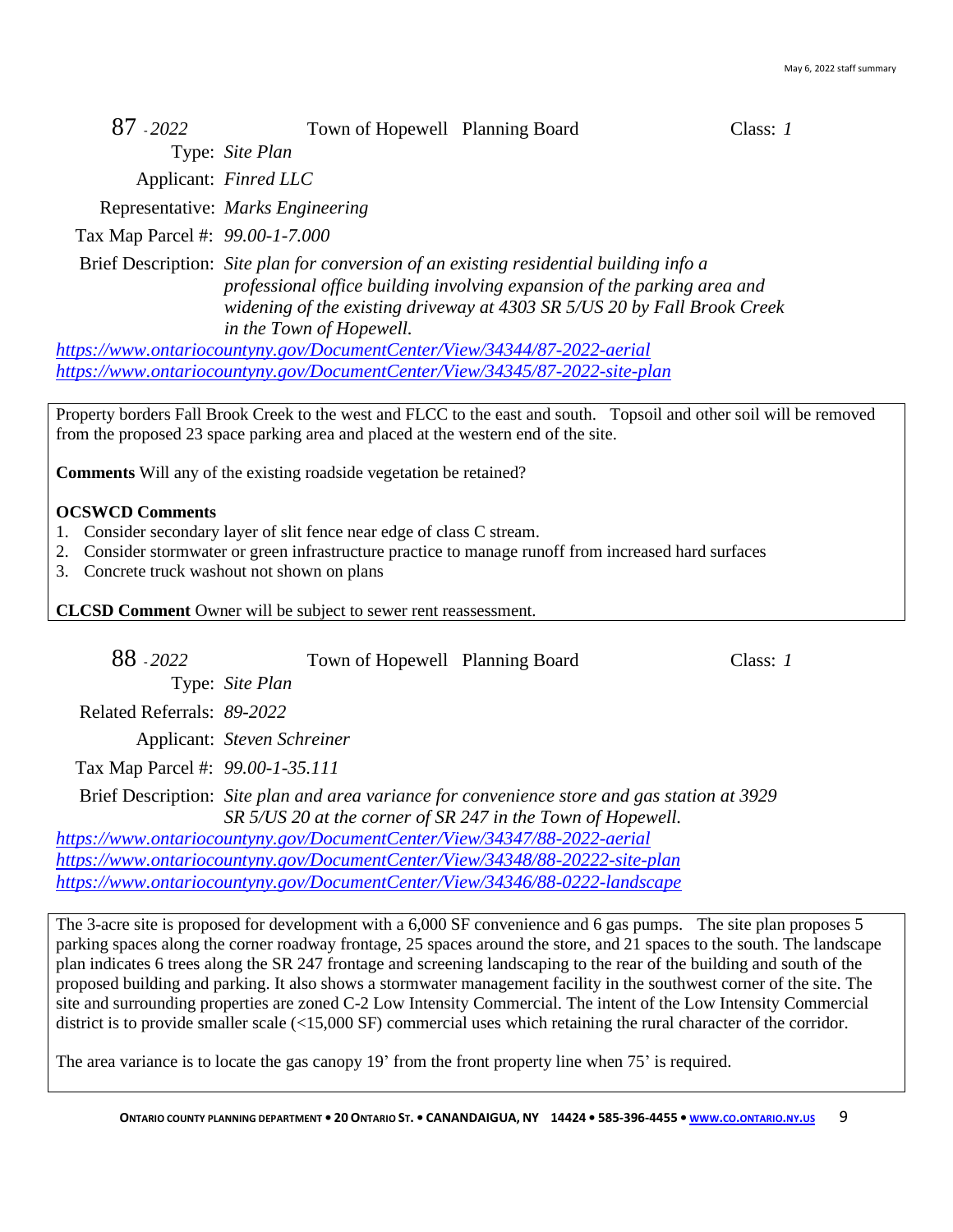87 - *2022* Town of Hopewell Planning Board Class: *1*

Type: *Site Plan*

Applicant: *Finred LLC*

Representative: *Marks Engineering*

Tax Map Parcel #: *99.00-1-7.000*

Brief Description: *Site plan for conversion of an existing residential building info a professional office building involving expansion of the parking area and widening of the existing driveway at 4303 SR 5/US 20 by Fall Brook Creek in the Town of Hopewell.*

*https://www.ontariocountyny.gov/DocumentCenter/View/34344/87-2022-aerial*
*https://www.ontariocountyny.gov/DocumentCenter/View/34345/87-2022-site-plan*

Property borders Fall Brook Creek to the west and FLCC to the east and south. Topsoil and other soil will be removed from the proposed 23 space parking area and placed at the western end of the site.

**Comments** Will any of the existing roadside vegetation be retained?

**OCSWCD Comments**

1. Consider secondary layer of slit fence near edge of class C stream.
2. Consider stormwater or green infrastructure practice to manage runoff from increased hard surfaces
3. Concrete truck washout not shown on plans

**CLCSD Comment** Owner will be subject to sewer rent reassessment.

88 - *2022* Town of Hopewell Planning Board Class: *1*

Type: *Site Plan*

Related Referrals: *89-2022*

Applicant: *Steven Schreiner*

Tax Map Parcel #: *99.00-1-35.111*

Brief Description: *Site plan and area variance for convenience store and gas station at 3929 SR 5/US 20 at the corner of SR 247 in the Town of Hopewell.*

*https://www.ontariocountyny.gov/DocumentCenter/View/34347/88-2022-aerial*
*https://www.ontariocountyny.gov/DocumentCenter/View/34348/88-20222-site-plan*
*https://www.ontariocountyny.gov/DocumentCenter/View/34346/88-0222-landscape*

The 3-acre site is proposed for development with a 6,000 SF convenience and 6 gas pumps. The site plan proposes 5 parking spaces along the corner roadway frontage, 25 spaces around the store, and 21 spaces to the south. The landscape plan indicates 6 trees along the SR 247 frontage and screening landscaping to the rear of the building and south of the proposed building and parking. It also shows a stormwater management facility in the southwest corner of the site. The site and surrounding properties are zoned C-2 Low Intensity Commercial. The intent of the Low Intensity Commercial district is to provide smaller scale (<15,000 SF) commercial uses which retaining the rural character of the corridor.

The area variance is to locate the gas canopy 19' from the front property line when 75' is required.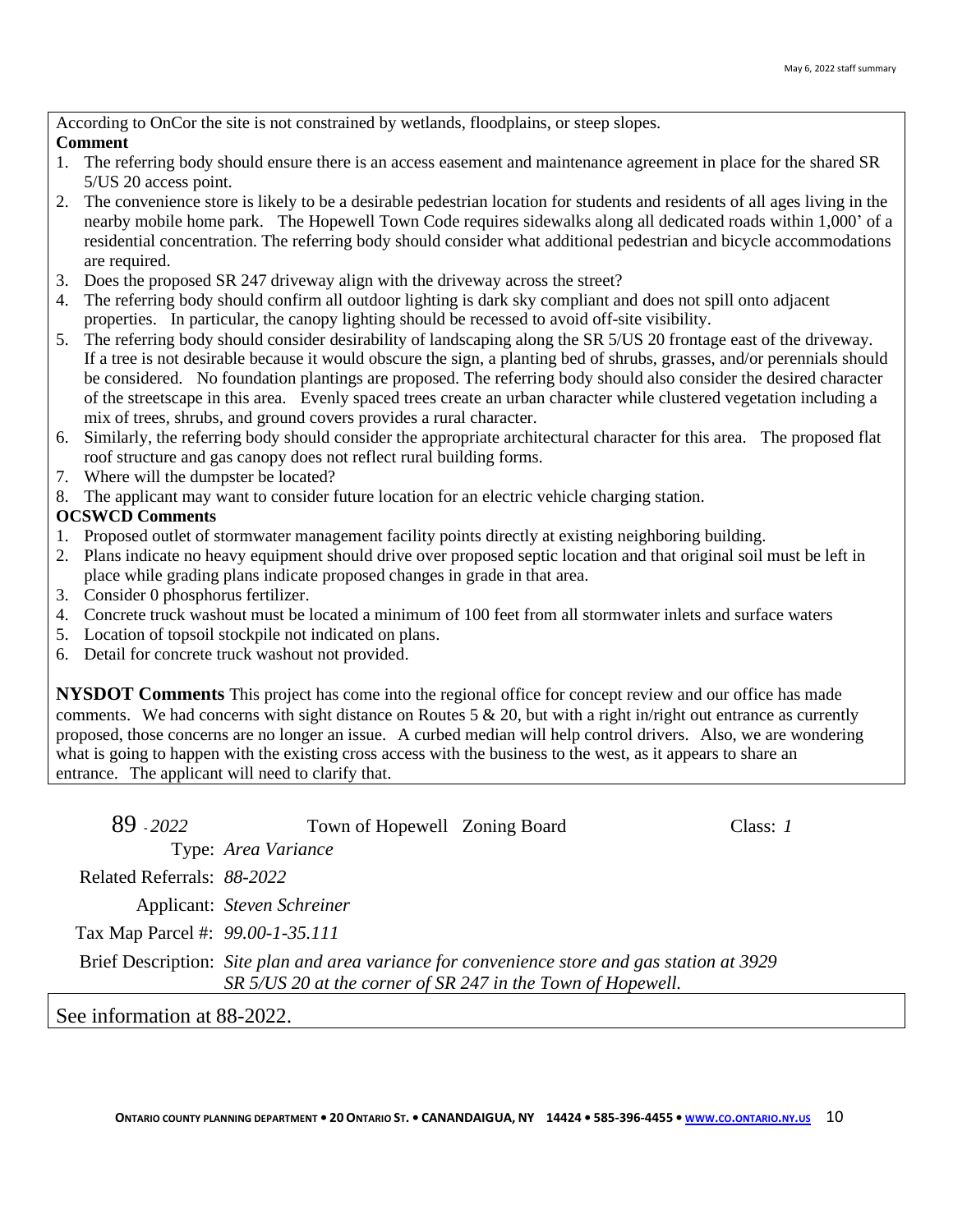According to OnCor the site is not constrained by wetlands, floodplains, or steep slopes.

**Comment**

1. The referring body should ensure there is an access easement and maintenance agreement in place for the shared SR 5/US 20 access point.
2. The convenience store is likely to be a desirable pedestrian location for students and residents of all ages living in the nearby mobile home park. The Hopewell Town Code requires sidewalks along all dedicated roads within 1,000' of a residential concentration. The referring body should consider what additional pedestrian and bicycle accommodations are required.
3. Does the proposed SR 247 driveway align with the driveway across the street?
4. The referring body should confirm all outdoor lighting is dark sky compliant and does not spill onto adjacent properties. In particular, the canopy lighting should be recessed to avoid off-site visibility.
5. The referring body should consider desirability of landscaping along the SR 5/US 20 frontage east of the driveway. If a tree is not desirable because it would obscure the sign, a planting bed of shrubs, grasses, and/or perennials should be considered. No foundation plantings are proposed. The referring body should also consider the desired character of the streetscape in this area. Evenly spaced trees create an urban character while clustered vegetation including a mix of trees, shrubs, and ground covers provides a rural character.
6. Similarly, the referring body should consider the appropriate architectural character for this area. The proposed flat roof structure and gas canopy does not reflect rural building forms.
7. Where will the dumpster be located?
8. The applicant may want to consider future location for an electric vehicle charging station.

**OCSWCD Comments**

1. Proposed outlet of stormwater management facility points directly at existing neighboring building.
2. Plans indicate no heavy equipment should drive over proposed septic location and that original soil must be left in place while grading plans indicate proposed changes in grade in that area.
3. Consider 0 phosphorus fertilizer.
4. Concrete truck washout must be located a minimum of 100 feet from all stormwater inlets and surface waters
5. Location of topsoil stockpile not indicated on plans.
6. Detail for concrete truck washout not provided.

**NYSDOT Comments** This project has come into the regional office for concept review and our office has made comments. We had concerns with sight distance on Routes 5 & 20, but with a right in/right out entrance as currently proposed, those concerns are no longer an issue. A curbed median will help control drivers. Also, we are wondering what is going to happen with the existing cross access with the business to the west, as it appears to share an entrance. The applicant will need to clarify that.

89 - *2022* Town of Hopewell Zoning Board Class: *1*

Type: *Area Variance*

Related Referrals: *88-2022*

Applicant: *Steven Schreiner*

Tax Map Parcel #: *99.00-1-35.111*

Brief Description: *Site plan and area variance for convenience store and gas station at 3929 SR 5/US 20 at the corner of SR 247 in the Town of Hopewell.*

See information at 88-2022.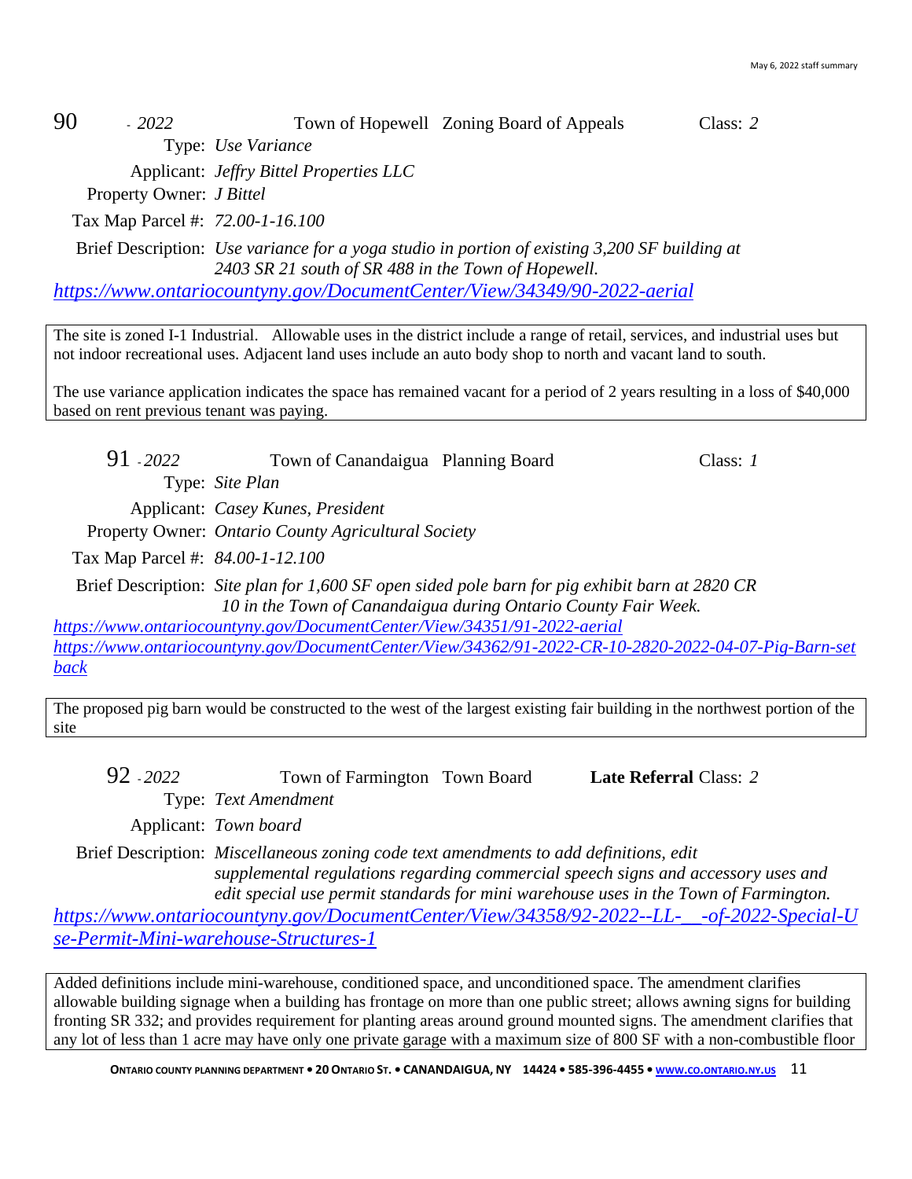**90** - *2022* Town of Hopewell Zoning Board of Appeals Class: *2*

Type: *Use Variance*

Applicant: *Jeffry Bittel Properties LLC*

Property Owner: *J Bittel*

Tax Map Parcel #: *72.00-1-16.100*

Brief Description: *Use variance for a yoga studio in portion of existing 3,200 SF building at 2403 SR 21 south of SR 488 in the Town of Hopewell.*

*https://www.ontariocountyny.gov/DocumentCenter/View/34349/90-2022-aerial*

> The site is zoned I-1 Industrial. Allowable uses in the district include a range of retail, services, and industrial uses but not indoor recreational uses. Adjacent land uses include an auto body shop to north and vacant land to south.
>
> The use variance application indicates the space has remained vacant for a period of 2 years resulting in a loss of $40,000 based on rent previous tenant was paying.

**91** - *2022* Town of Canandaigua Planning Board Class: *1*

Type: *Site Plan*

Applicant: *Casey Kunes, President*

Property Owner: *Ontario County Agricultural Society*

Tax Map Parcel #: *84.00-1-12.100*

Brief Description: *Site plan for 1,600 SF open sided pole barn for pig exhibit barn at 2820 CR 10 in the Town of Canandaigua during Ontario County Fair Week.*

*https://www.ontariocountyny.gov/DocumentCenter/View/34351/91-2022-aerial*

*https://www.ontariocountyny.gov/DocumentCenter/View/34362/91-2022-CR-10-2820-2022-04-07-Pig-Barn-setback*

> The proposed pig barn would be constructed to the west of the largest existing fair building in the northwest portion of the site

**92** - *2022* Town of Farmington Town Board **Late Referral** Class: *2*

Type: *Text Amendment*

Applicant: *Town board*

Brief Description: *Miscellaneous zoning code text amendments to add definitions, edit supplemental regulations regarding commercial speech signs and accessory uses and edit special use permit standards for mini warehouse uses in the Town of Farmington.*

*https://www.ontariocountyny.gov/DocumentCenter/View/34358/92-2022--LL-__-of-2022-Special-Use-Permit-Mini-warehouse-Structures-1*

> Added definitions include mini-warehouse, conditioned space, and unconditioned space. The amendment clarifies allowable building signage when a building has frontage on more than one public street; allows awning signs for building fronting SR 332; and provides requirement for planting areas around ground mounted signs. The amendment clarifies that any lot of less than 1 acre may have only one private garage with a maximum size of 800 SF with a non-combustible floor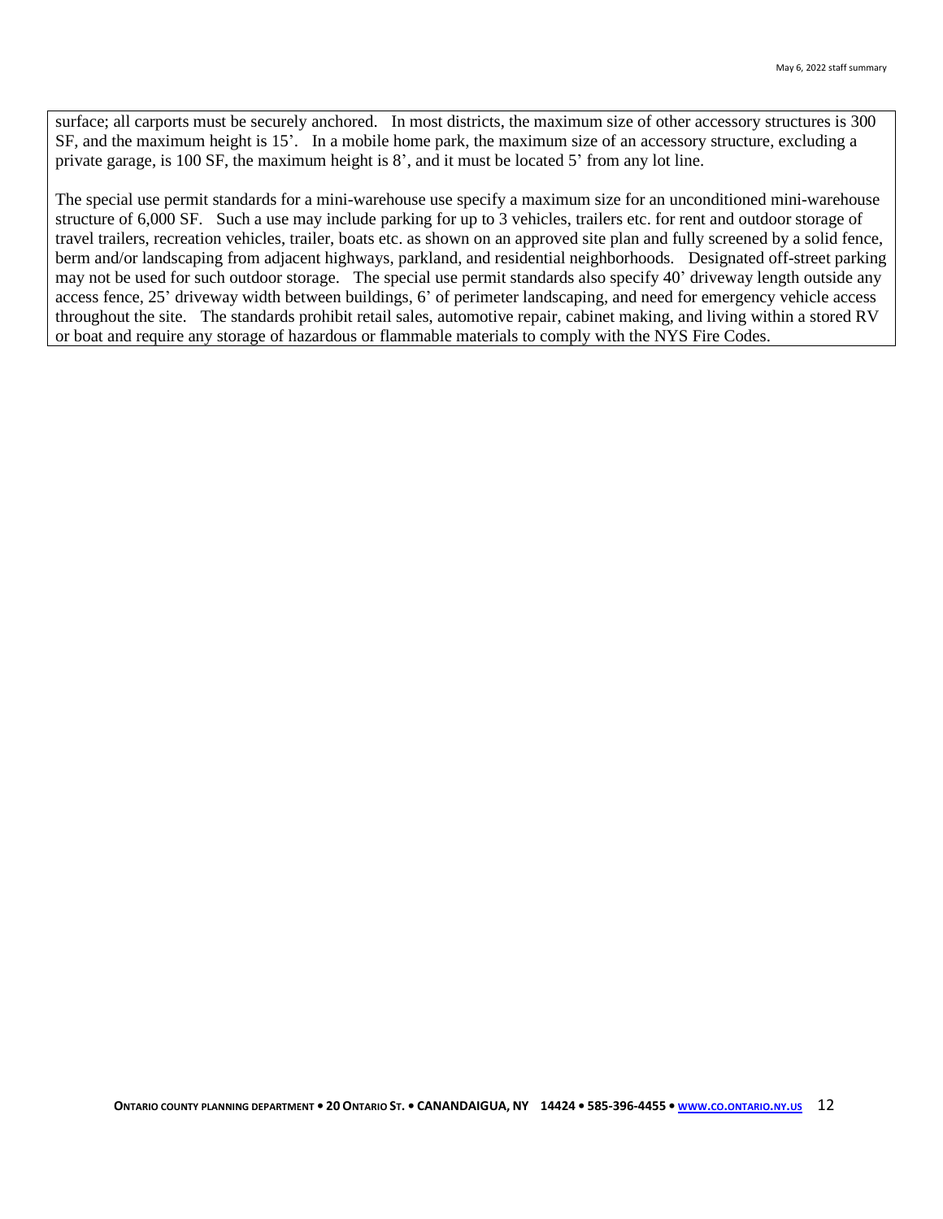surface; all carports must be securely anchored. In most districts, the maximum size of other accessory structures is 300 SF, and the maximum height is 15'. In a mobile home park, the maximum size of an accessory structure, excluding a private garage, is 100 SF, the maximum height is 8', and it must be located 5' from any lot line.

The special use permit standards for a mini-warehouse use specify a maximum size for an unconditioned mini-warehouse structure of 6,000 SF. Such a use may include parking for up to 3 vehicles, trailers etc. for rent and outdoor storage of travel trailers, recreation vehicles, trailer, boats etc. as shown on an approved site plan and fully screened by a solid fence, berm and/or landscaping from adjacent highways, parkland, and residential neighborhoods. Designated off-street parking may not be used for such outdoor storage. The special use permit standards also specify 40' driveway length outside any access fence, 25' driveway width between buildings, 6' of perimeter landscaping, and need for emergency vehicle access throughout the site. The standards prohibit retail sales, automotive repair, cabinet making, and living within a stored RV or boat and require any storage of hazardous or flammable materials to comply with the NYS Fire Codes.